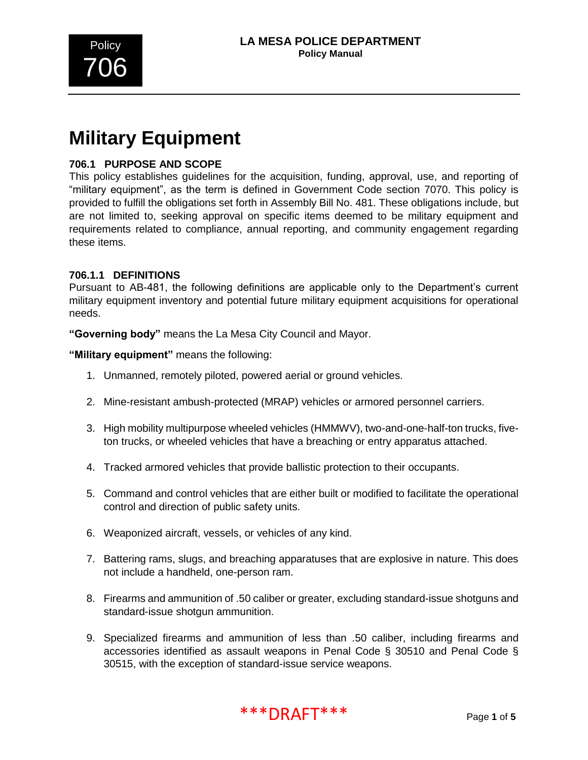Policy 706

**LA MESA POLICE DEPARTMENT**
**Policy Manual**

# Military Equipment

### 706.1 PURPOSE AND SCOPE

This policy establishes guidelines for the acquisition, funding, approval, use, and reporting of "military equipment", as the term is defined in Government Code section 7070. This policy is provided to fulfill the obligations set forth in Assembly Bill No. 481. These obligations include, but are not limited to, seeking approval on specific items deemed to be military equipment and requirements related to compliance, annual reporting, and community engagement regarding these items.

### 706.1.1 DEFINITIONS

Pursuant to AB-481, the following definitions are applicable only to the Department's current military equipment inventory and potential future military equipment acquisitions for operational needs.

**"Governing body"** means the La Mesa City Council and Mayor.

**"Military equipment"** means the following:

1. Unmanned, remotely piloted, powered aerial or ground vehicles.
2. Mine-resistant ambush-protected (MRAP) vehicles or armored personnel carriers.
3. High mobility multipurpose wheeled vehicles (HMMWV), two-and-one-half-ton trucks, five-ton trucks, or wheeled vehicles that have a breaching or entry apparatus attached.
4. Tracked armored vehicles that provide ballistic protection to their occupants.
5. Command and control vehicles that are either built or modified to facilitate the operational control and direction of public safety units.
6. Weaponized aircraft, vessels, or vehicles of any kind.
7. Battering rams, slugs, and breaching apparatuses that are explosive in nature. This does not include a handheld, one-person ram.
8. Firearms and ammunition of .50 caliber or greater, excluding standard-issue shotguns and standard-issue shotgun ammunition.
9. Specialized firearms and ammunition of less than .50 caliber, including firearms and accessories identified as assault weapons in Penal Code § 30510 and Penal Code § 30515, with the exception of standard-issue service weapons.

\*\*\*DRAFT\*\*\*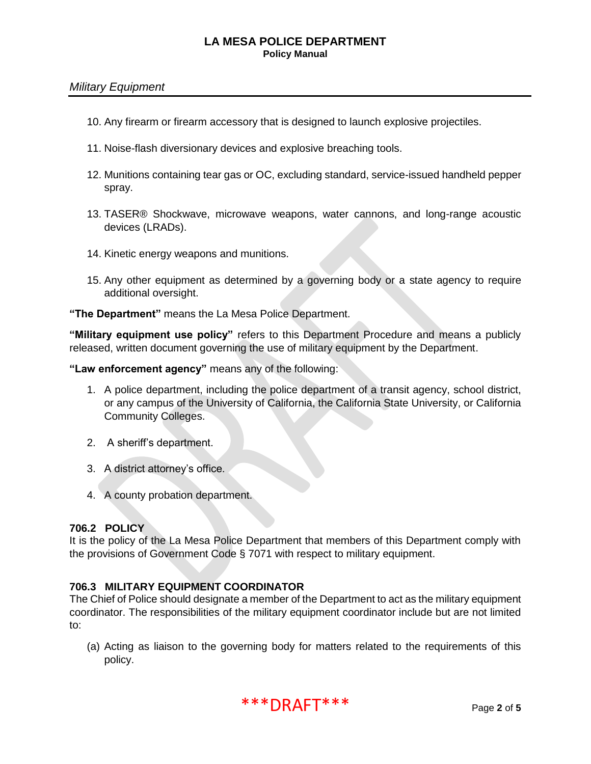10. Any firearm or firearm accessory that is designed to launch explosive projectiles.

11. Noise-flash diversionary devices and explosive breaching tools.

12. Munitions containing tear gas or OC, excluding standard, service-issued handheld pepper spray.

13. TASER® Shockwave, microwave weapons, water cannons, and long-range acoustic devices (LRADs).

14. Kinetic energy weapons and munitions.

15. Any other equipment as determined by a governing body or a state agency to require additional oversight.

**"The Department"** means the La Mesa Police Department.

**"Military equipment use policy"** refers to this Department Procedure and means a publicly released, written document governing the use of military equipment by the Department.

**"Law enforcement agency"** means any of the following:

1. A police department, including the police department of a transit agency, school district, or any campus of the University of California, the California State University, or California Community Colleges.

2. A sheriff's department.

3. A district attorney's office.

4. A county probation department.

### 706.2 POLICY

It is the policy of the La Mesa Police Department that members of this Department comply with the provisions of Government Code § 7071 with respect to military equipment.

### 706.3 MILITARY EQUIPMENT COORDINATOR

The Chief of Police should designate a member of the Department to act as the military equipment coordinator. The responsibilities of the military equipment coordinator include but are not limited to:

(a) Acting as liaison to the governing body for matters related to the requirements of this policy.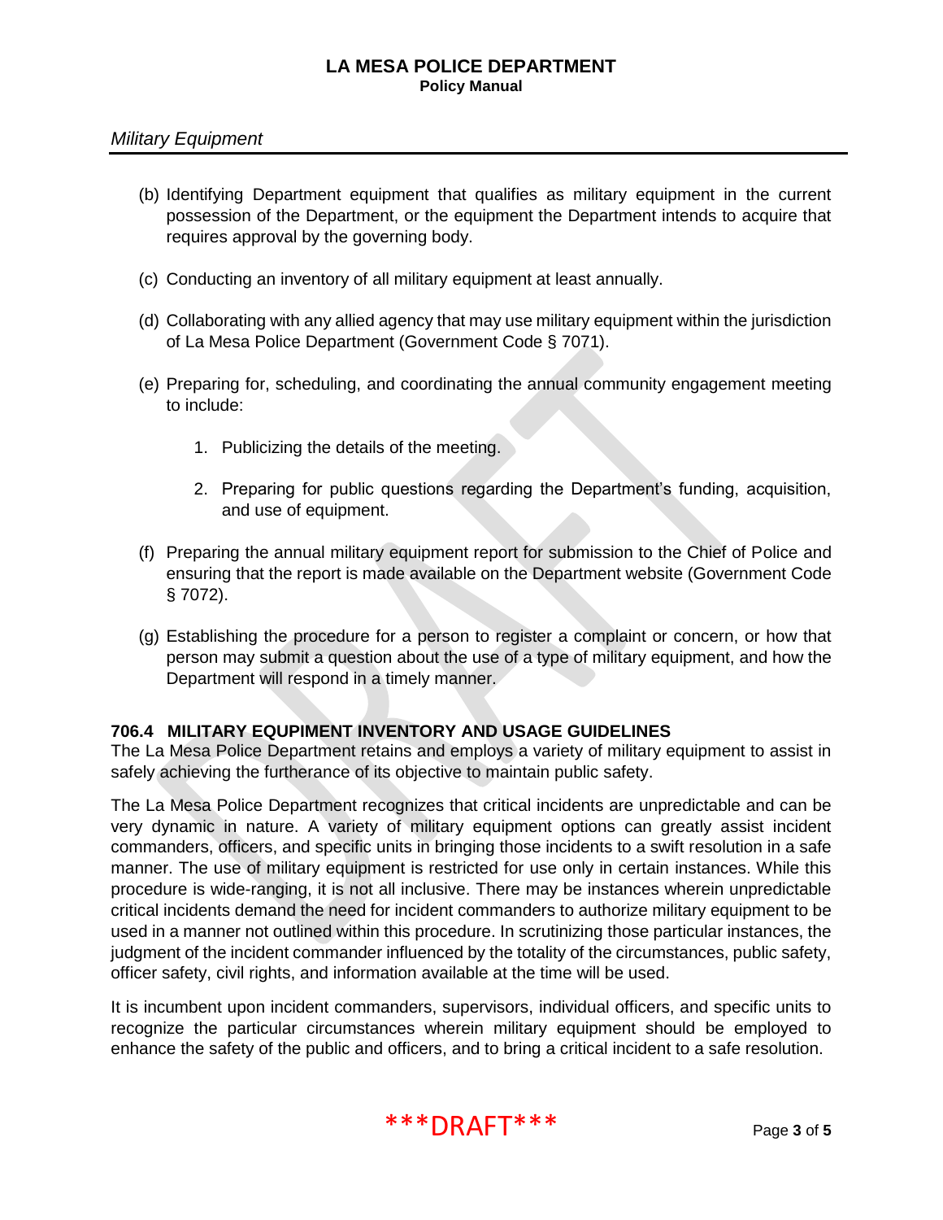(b) Identifying Department equipment that qualifies as military equipment in the current possession of the Department, or the equipment the Department intends to acquire that requires approval by the governing body.

(c) Conducting an inventory of all military equipment at least annually.

(d) Collaborating with any allied agency that may use military equipment within the jurisdiction of La Mesa Police Department (Government Code § 7071).

(e) Preparing for, scheduling, and coordinating the annual community engagement meeting to include:

1. Publicizing the details of the meeting.

2. Preparing for public questions regarding the Department's funding, acquisition, and use of equipment.

(f) Preparing the annual military equipment report for submission to the Chief of Police and ensuring that the report is made available on the Department website (Government Code § 7072).

(g) Establishing the procedure for a person to register a complaint or concern, or how that person may submit a question about the use of a type of military equipment, and how the Department will respond in a timely manner.

### 706.4 MILITARY EQUPIMENT INVENTORY AND USAGE GUIDELINES

The La Mesa Police Department retains and employs a variety of military equipment to assist in safely achieving the furtherance of its objective to maintain public safety.

The La Mesa Police Department recognizes that critical incidents are unpredictable and can be very dynamic in nature. A variety of military equipment options can greatly assist incident commanders, officers, and specific units in bringing those incidents to a swift resolution in a safe manner. The use of military equipment is restricted for use only in certain instances. While this procedure is wide-ranging, it is not all inclusive. There may be instances wherein unpredictable critical incidents demand the need for incident commanders to authorize military equipment to be used in a manner not outlined within this procedure. In scrutinizing those particular instances, the judgment of the incident commander influenced by the totality of the circumstances, public safety, officer safety, civil rights, and information available at the time will be used.

It is incumbent upon incident commanders, supervisors, individual officers, and specific units to recognize the particular circumstances wherein military equipment should be employed to enhance the safety of the public and officers, and to bring a critical incident to a safe resolution.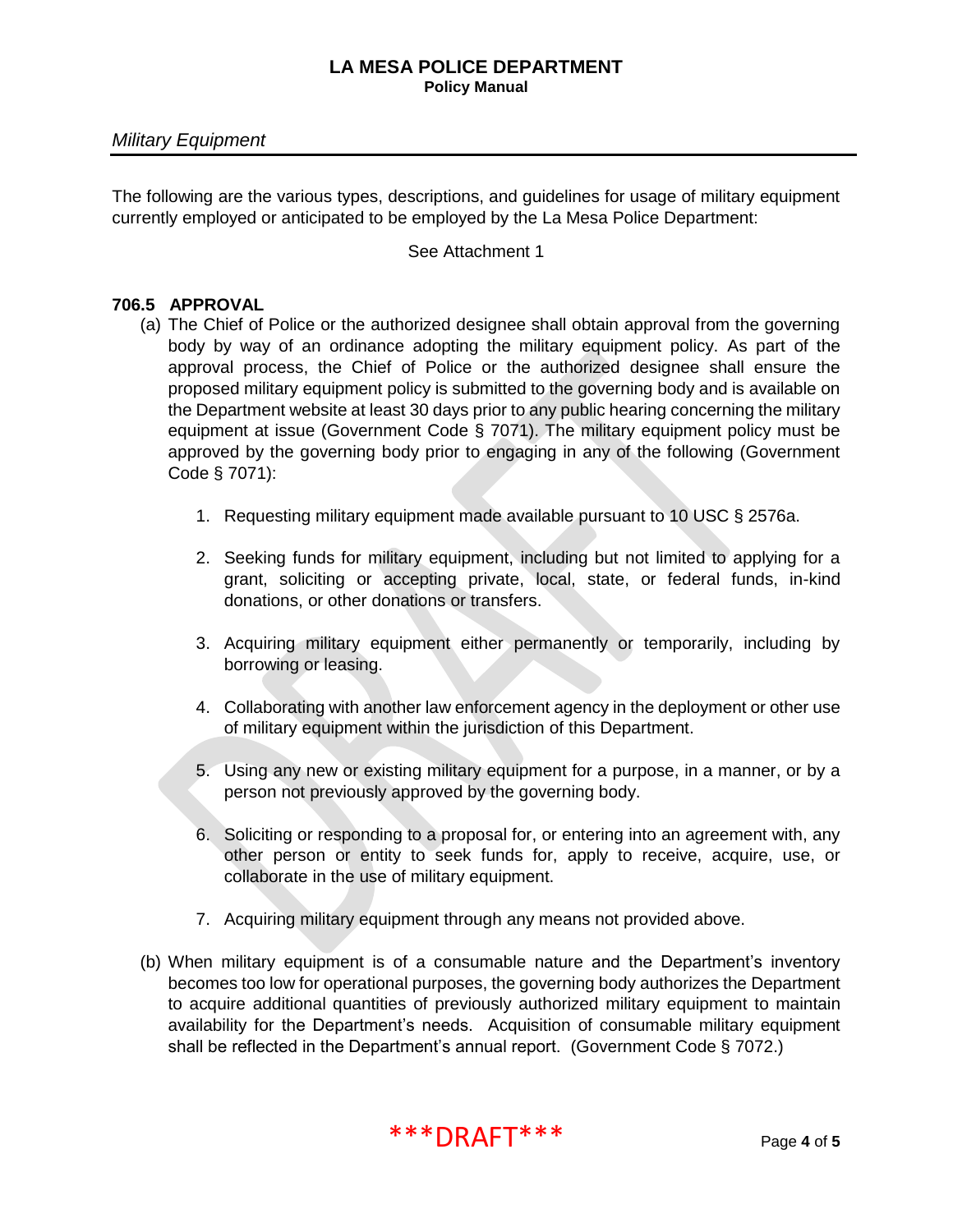*Military Equipment*

The following are the various types, descriptions, and guidelines for usage of military equipment currently employed or anticipated to be employed by the La Mesa Police Department:

See Attachment 1

**706.5 APPROVAL**

(a) The Chief of Police or the authorized designee shall obtain approval from the governing body by way of an ordinance adopting the military equipment policy. As part of the approval process, the Chief of Police or the authorized designee shall ensure the proposed military equipment policy is submitted to the governing body and is available on the Department website at least 30 days prior to any public hearing concerning the military equipment at issue (Government Code § 7071). The military equipment policy must be approved by the governing body prior to engaging in any of the following (Government Code § 7071):

1. Requesting military equipment made available pursuant to 10 USC § 2576a.
2. Seeking funds for military equipment, including but not limited to applying for a grant, soliciting or accepting private, local, state, or federal funds, in-kind donations, or other donations or transfers.
3. Acquiring military equipment either permanently or temporarily, including by borrowing or leasing.
4. Collaborating with another law enforcement agency in the deployment or other use of military equipment within the jurisdiction of this Department.
5. Using any new or existing military equipment for a purpose, in a manner, or by a person not previously approved by the governing body.
6. Soliciting or responding to a proposal for, or entering into an agreement with, any other person or entity to seek funds for, apply to receive, acquire, use, or collaborate in the use of military equipment.
7. Acquiring military equipment through any means not provided above.

(b) When military equipment is of a consumable nature and the Department's inventory becomes too low for operational purposes, the governing body authorizes the Department to acquire additional quantities of previously authorized military equipment to maintain availability for the Department's needs. Acquisition of consumable military equipment shall be reflected in the Department's annual report. (Government Code § 7072.)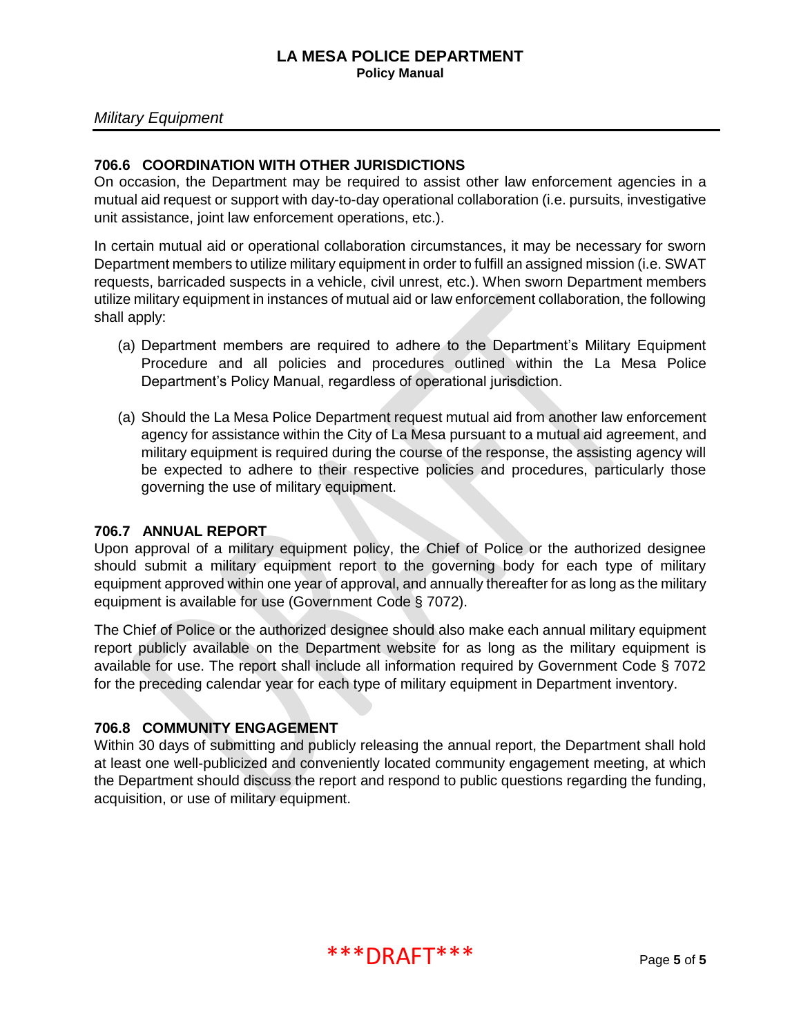### 706.6 COORDINATION WITH OTHER JURISDICTIONS

On occasion, the Department may be required to assist other law enforcement agencies in a mutual aid request or support with day-to-day operational collaboration (i.e. pursuits, investigative unit assistance, joint law enforcement operations, etc.).

In certain mutual aid or operational collaboration circumstances, it may be necessary for sworn Department members to utilize military equipment in order to fulfill an assigned mission (i.e. SWAT requests, barricaded suspects in a vehicle, civil unrest, etc.). When sworn Department members utilize military equipment in instances of mutual aid or law enforcement collaboration, the following shall apply:

(a) Department members are required to adhere to the Department's Military Equipment Procedure and all policies and procedures outlined within the La Mesa Police Department's Policy Manual, regardless of operational jurisdiction.

(a) Should the La Mesa Police Department request mutual aid from another law enforcement agency for assistance within the City of La Mesa pursuant to a mutual aid agreement, and military equipment is required during the course of the response, the assisting agency will be expected to adhere to their respective policies and procedures, particularly those governing the use of military equipment.

### 706.7 ANNUAL REPORT

Upon approval of a military equipment policy, the Chief of Police or the authorized designee should submit a military equipment report to the governing body for each type of military equipment approved within one year of approval, and annually thereafter for as long as the military equipment is available for use (Government Code § 7072).

The Chief of Police or the authorized designee should also make each annual military equipment report publicly available on the Department website for as long as the military equipment is available for use. The report shall include all information required by Government Code § 7072 for the preceding calendar year for each type of military equipment in Department inventory.

### 706.8 COMMUNITY ENGAGEMENT

Within 30 days of submitting and publicly releasing the annual report, the Department shall hold at least one well-publicized and conveniently located community engagement meeting, at which the Department should discuss the report and respond to public questions regarding the funding, acquisition, or use of military equipment.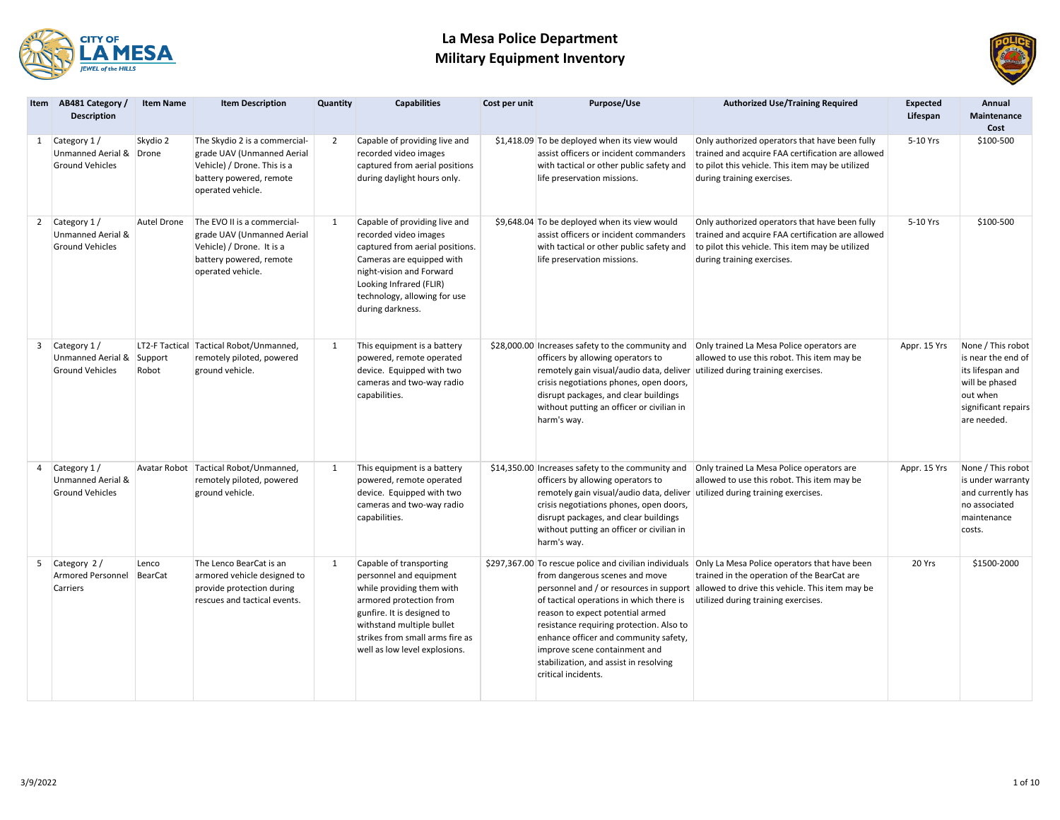# La Mesa Police Department
## Military Equipment Inventory

| Item | AB481 Category / Description | Item Name | Item Description | Quantity | Capabilities | Cost per unit | Purpose/Use | Authorized Use/Training Required | Expected Lifespan | Annual Maintenance Cost |
|---|---|---|---|---|---|---|---|---|---|---|
| 1 | Category 1 / Unmanned Aerial & Ground Vehicles | Skydio 2 Drone | The Skydio 2 is a commercial-grade UAV (Unmanned Aerial Vehicle) / Drone. This is a battery powered, remote operated vehicle. | 2 | Capable of providing live and recorded video images captured from aerial positions during daylight hours only. | $1,418.09 | To be deployed when its view would assist officers or incident commanders with tactical or other public safety and life preservation missions. | Only authorized operators that have been fully trained and acquire FAA certification are allowed to pilot this vehicle. This item may be utilized during training exercises. | 5-10 Yrs | $100-500 |
| 2 | Category 1 / Unmanned Aerial & Ground Vehicles | Autel Drone | The EVO II is a commercial-grade UAV (Unmanned Aerial Vehicle) / Drone. It is a battery powered, remote operated vehicle. | 1 | Capable of providing live and recorded video images captured from aerial positions. Cameras are equipped with night-vision and Forward Looking Infrared (FLIR) technology, allowing for use during darkness. | $9,648.04 | To be deployed when its view would assist officers or incident commanders with tactical or other public safety and life preservation missions. | Only authorized operators that have been fully trained and acquire FAA certification are allowed to pilot this vehicle. This item may be utilized during training exercises. | 5-10 Yrs | $100-500 |
| 3 | Category 1 / Unmanned Aerial & Ground Vehicles | LT2-F Tactical Support Robot | Tactical Robot/Unmanned, remotely piloted, powered ground vehicle. | 1 | This equipment is a battery powered, remote operated device. Equipped with two cameras and two-way radio capabilities. | $28,000.00 | Increases safety to the community and officers by allowing operators to remotely gain visual/audio data, deliver crisis negotiations phones, open doors, disrupt packages, and clear buildings without putting an officer or civilian in harm's way. | Only trained La Mesa Police operators are allowed to use this robot. This item may be utilized during training exercises. | Appr. 15 Yrs | None / This robot is near the end of its lifespan and will be phased out when significant repairs are needed. |
| 4 | Category 1 / Unmanned Aerial & Ground Vehicles | Avatar Robot | Tactical Robot/Unmanned, remotely piloted, powered ground vehicle. | 1 | This equipment is a battery powered, remote operated device. Equipped with two cameras and two-way radio capabilities. | $14,350.00 | Increases safety to the community and officers by allowing operators to remotely gain visual/audio data, deliver crisis negotiations phones, open doors, disrupt packages, and clear buildings without putting an officer or civilian in harm's way. | Only trained La Mesa Police operators are allowed to use this robot. This item may be utilized during training exercises. | Appr. 15 Yrs | None / This robot is under warranty and currently has no associated maintenance costs. |
| 5 | Category 2 / Armored Personnel Carriers | Lenco BearCat | The Lenco BearCat is an armored vehicle designed to provide protection during rescues and tactical events. | 1 | Capable of transporting personnel and equipment while providing them with armored protection from gunfire. It is designed to withstand multiple bullet strikes from small arms fire as well as low level explosions. | $297,367.00 | To rescue police and civilian individuals from dangerous scenes and move personnel and / or resources in support of tactical operations in which there is reason to expect potential armed resistance requiring protection. Also to enhance officer and community safety, improve scene containment and stabilization, and assist in resolving critical incidents. | Only La Mesa Police operators that have been trained in the operation of the BearCat are allowed to drive this vehicle. This item may be utilized during training exercises. | 20 Yrs | $1500-2000 |

3/9/2022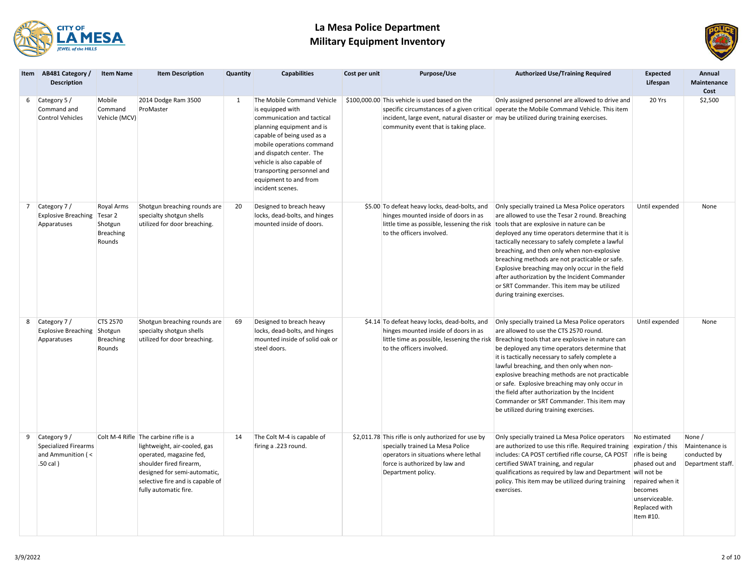# La Mesa Police Department
## Military Equipment Inventory

| Item | AB481 Category / Description | Item Name | Item Description | Quantity | Capabilities | Cost per unit | Purpose/Use | Authorized Use/Training Required | Expected Lifespan | Annual Maintenance Cost |
|---|---|---|---|---|---|---|---|---|---|---|
| 6 | Category 5 / Command and Control Vehicles | Mobile Command Vehicle (MCV) | 2014 Dodge Ram 3500 ProMaster | 1 | The Mobile Command Vehicle is equipped with communication and tactical planning equipment and is capable of being used as a mobile operations command and dispatch center. The vehicle is also capable of transporting personnel and equipment to and from incident scenes. | $100,000.00 | This vehicle is used based on the specific circumstances of a given critical incident, large event, natural disaster or community event that is taking place. | Only assigned personnel are allowed to drive and operate the Mobile Command Vehicle. This item may be utilized during training exercises. | 20 Yrs | $2,500 |
| 7 | Category 7 / Explosive Breaching Apparatuses | Royal Arms Tesar 2 Shotgun Breaching Rounds | Shotgun breaching rounds are specialty shotgun shells utilized for door breaching. | 20 | Designed to breach heavy locks, dead-bolts, and hinges mounted inside of doors. | $5.00 | To defeat heavy locks, dead-bolts, and hinges mounted inside of doors in as little time as possible, lessening the risk to the officers involved. | Only specially trained La Mesa Police operators are allowed to use the Tesar 2 round. Breaching tools that are explosive in nature can be deployed any time operators determine that it is tactically necessary to safely complete a lawful breaching, and then only when non-explosive breaching methods are not practicable or safe. Explosive breaching may only occur in the field after authorization by the Incident Commander or SRT Commander. This item may be utilized during training exercises. | Until expended | None |
| 8 | Category 7 / Explosive Breaching Apparatuses | CTS 2570 Shotgun Breaching Rounds | Shotgun breaching rounds are specialty shotgun shells utilized for door breaching. | 69 | Designed to breach heavy locks, dead-bolts, and hinges mounted inside of solid oak or steel doors. | $4.14 | To defeat heavy locks, dead-bolts, and hinges mounted inside of doors in as little time as possible, lessening the risk to the officers involved. | Only specially trained La Mesa Police operators are allowed to use the CTS 2570 round. Breaching tools that are explosive in nature can be deployed any time operators determine that it is tactically necessary to safely complete a lawful breaching, and then only when non-explosive breaching methods are not practicable or safe. Explosive breaching may only occur in the field after authorization by the Incident Commander or SRT Commander. This item may be utilized during training exercises. | Until expended | None |
| 9 | Category 9 / Specialized Firearms and Ammunition ( < .50 cal ) | Colt M-4 Rifle | The carbine rifle is a lightweight, air-cooled, gas operated, magazine fed, shoulder fired firearm, designed for semi-automatic, selective fire and is capable of fully automatic fire. | 14 | The Colt M-4 is capable of firing a .223 round. | $2,011.78 | This rifle is only authorized for use by specially trained La Mesa Police operators in situations where lethal force is authorized by law and Department policy. | Only specially trained La Mesa Police operators are authorized to use this rifle. Required training includes: CA POST certified rifle course, CA POST certified SWAT training, and regular qualifications as required by law and Department policy. This item may be utilized during training exercises. | No estimated expiration / this rifle is being phased out and will not be repaired when it becomes unserviceable. Replaced with Item #10. | None / Maintenance is conducted by Department staff. |

3/9/2022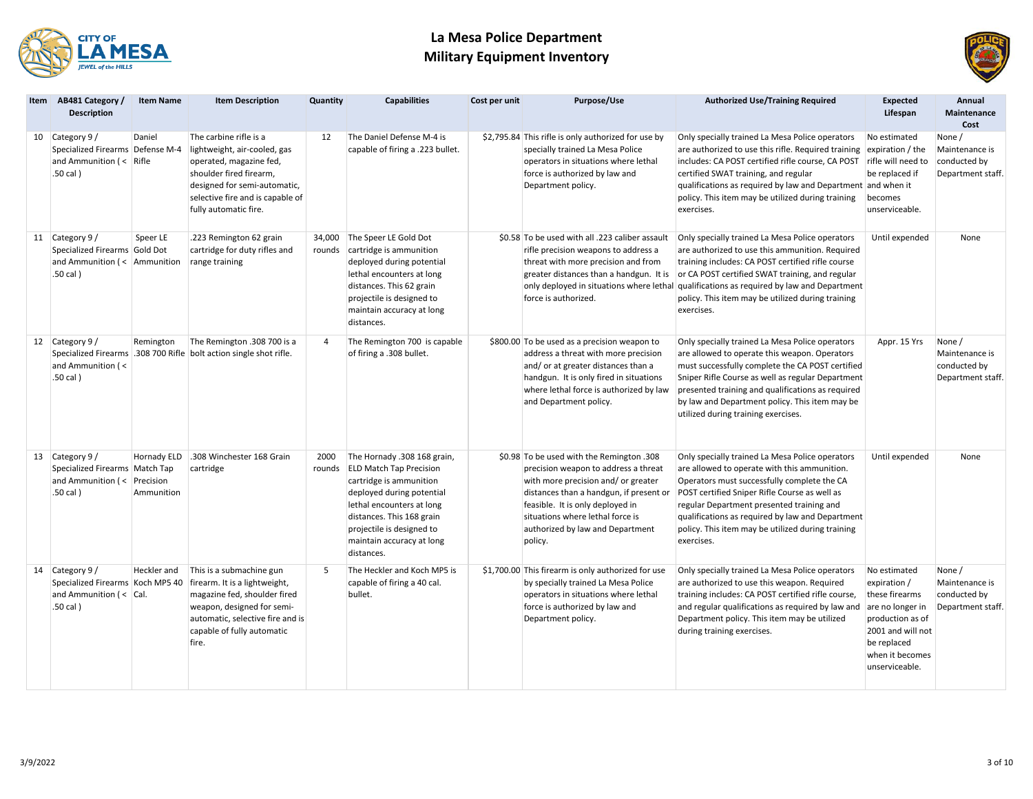# La Mesa Police Department
## Military Equipment Inventory

| Item | AB481 Category / Description | Item Name | Item Description | Quantity | Capabilities | Cost per unit | Purpose/Use | Authorized Use/Training Required | Expected Lifespan | Annual Maintenance Cost |
|---|---|---|---|---|---|---|---|---|---|---|
| 10 | Category 9 / Specialized Firearms and Ammunition ( < .50 cal ) | Daniel Defense M-4 Rifle | The carbine rifle is a lightweight, air-cooled, gas operated, magazine fed, shoulder fired firearm, designed for semi-automatic, selective fire and is capable of fully automatic fire. | 12 | The Daniel Defense M-4 is capable of firing a .223 bullet. | $2,795.84 | This rifle is only authorized for use by specially trained La Mesa Police operators in situations where lethal force is authorized by law and Department policy. | Only specially trained La Mesa Police operators are authorized to use this rifle. Required training includes: CA POST certified rifle course, CA POST certified SWAT training, and regular qualifications as required by law and Department policy. This item may be utilized during training exercises. | No estimated expiration / the rifle will need to be replaced if and when it becomes unserviceable. | None / Maintenance is conducted by Department staff. |
| 11 | Category 9 / Specialized Firearms and Ammunition ( < .50 cal ) | Speer LE Gold Dot Ammunition | .223 Remington 62 grain cartridge for duty rifles and range training | 34,000 rounds | The Speer LE Gold Dot cartridge is ammunition deployed during potential lethal encounters at long distances. This 62 grain projectile is designed to maintain accuracy at long distances. | $0.58 | To be used with all .223 caliber assault rifle precision weapons to address a threat with more precision and from greater distances than a handgun. It is only deployed in situations where lethal force is authorized. | Only specially trained La Mesa Police operators are authorized to use this ammunition. Required training includes: CA POST certified rifle course or CA POST certified SWAT training, and regular qualifications as required by law and Department policy. This item may be utilized during training exercises. | Until expended | None |
| 12 | Category 9 / Specialized Firearms and Ammunition ( < .50 cal ) | Remington .308 700 Rifle | The Remington .308 700 is a bolt action single shot rifle. | 4 | The Remington 700 is capable of firing a .308 bullet. | $800.00 | To be used as a precision weapon to address a threat with more precision and/ or at greater distances than a handgun. It is only fired in situations where lethal force is authorized by law and Department policy. | Only specially trained La Mesa Police operators are allowed to operate this weapon. Operators must successfully complete the CA POST certified Sniper Rifle Course as well as regular Department presented training and qualifications as required by law and Department policy. This item may be utilized during training exercises. | Appr. 15 Yrs | None / Maintenance is conducted by Department staff. |
| 13 | Category 9 / Specialized Firearms and Ammunition ( < .50 cal ) | Hornady ELD Match Tap Precision Ammunition | .308 Winchester 168 Grain cartridge | 2000 rounds | The Hornady .308 168 grain, ELD Match Tap Precision cartridge is ammunition deployed during potential lethal encounters at long distances. This 168 grain projectile is designed to maintain accuracy at long distances. | $0.98 | To be used with the Remington .308 precision weapon to address a threat with more precision and/ or greater distances than a handgun, if present or feasible. It is only deployed in situations where lethal force is authorized by law and Department policy. | Only specially trained La Mesa Police operators are allowed to operate with this ammunition. Operators must successfully complete the CA POST certified Sniper Rifle Course as well as regular Department presented training and qualifications as required by law and Department policy. This item may be utilized during training exercises. | Until expended | None |
| 14 | Category 9 / Specialized Firearms and Ammunition ( < .50 cal ) | Heckler and Koch MP5 40 Cal. | This is a submachine gun firearm. It is a lightweight, magazine fed, shoulder fired weapon, designed for semi-automatic, selective fire and is capable of fully automatic fire. | 5 | The Heckler and Koch MP5 is capable of firing a 40 cal. bullet. | $1,700.00 | This firearm is only authorized for use by specially trained La Mesa Police operators in situations where lethal force is authorized by law and Department policy. | Only specially trained La Mesa Police operators are authorized to use this weapon. Required training includes: CA POST certified rifle course, and regular qualifications as required by law and Department policy. This item may be utilized during training exercises. | No estimated expiration / these firearms are no longer in production as of 2001 and will not be replaced when it becomes unserviceable. | None / Maintenance is conducted by Department staff. |

3/9/2022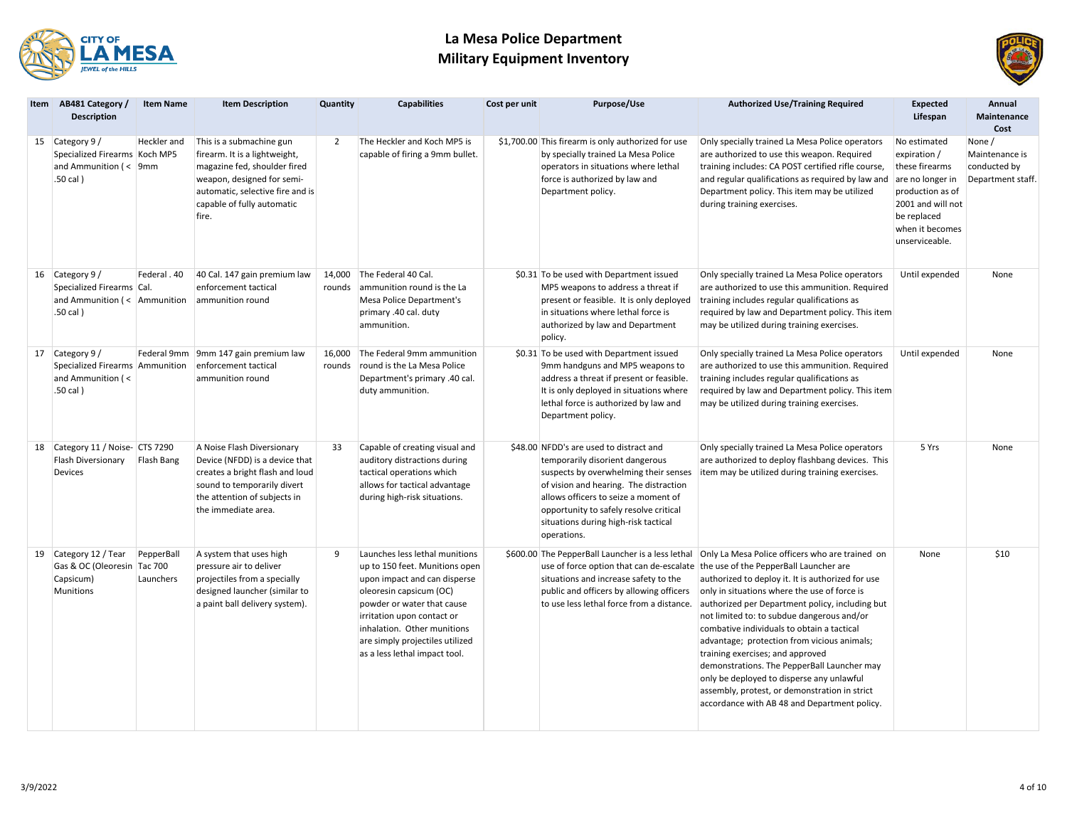# La Mesa Police Department
# Military Equipment Inventory

| Item | AB481 Category / Description | Item Name | Item Description | Quantity | Capabilities | Cost per unit | Purpose/Use | Authorized Use/Training Required | Expected Lifespan | Annual Maintenance Cost |
|---|---|---|---|---|---|---|---|---|---|---|
| 15 | Category 9 / Specialized Firearms and Ammunition ( < .50 cal ) | Heckler and Koch MP5 9mm | This is a submachine gun firearm. It is a lightweight, magazine fed, shoulder fired weapon, designed for semi-automatic, selective fire and is capable of fully automatic fire. | 2 | The Heckler and Koch MP5 is capable of firing a 9mm bullet. | $1,700.00 | This firearm is only authorized for use by specially trained La Mesa Police operators in situations where lethal force is authorized by law and Department policy. | Only specially trained La Mesa Police operators are authorized to use this weapon. Required training includes: CA POST certified rifle course, and regular qualifications as required by law and Department policy. This item may be utilized during training exercises. | No estimated expiration / these firearms are no longer in production as of 2001 and will not be replaced when it becomes unserviceable. | None / Maintenance is conducted by Department staff. |
| 16 | Category 9 / Specialized Firearms and Ammunition ( < .50 cal ) | Federal . 40 Cal. Ammunition | 40 Cal. 147 gain premium law enforcement tactical ammunition round | 14,000 rounds | The Federal 40 Cal. ammunition round is the La Mesa Police Department's primary .40 cal. duty ammunition. | $0.31 | To be used with Department issued MP5 weapons to address a threat if present or feasible. It is only deployed in situations where lethal force is authorized by law and Department policy. | Only specially trained La Mesa Police operators are authorized to use this ammunition. Required training includes regular qualifications as required by law and Department policy. This item may be utilized during training exercises. | Until expended | None |
| 17 | Category 9 / Specialized Firearms and Ammunition ( < .50 cal ) | Federal 9mm Ammunition | 9mm 147 gain premium law enforcement tactical ammunition round | 16,000 rounds | The Federal 9mm ammunition round is the La Mesa Police Department's primary .40 cal. duty ammunition. | $0.31 | To be used with Department issued 9mm handguns and MP5 weapons to address a threat if present or feasible. It is only deployed in situations where lethal force is authorized by law and Department policy. | Only specially trained La Mesa Police operators are authorized to use this ammunition. Required training includes regular qualifications as required by law and Department policy. This item may be utilized during training exercises. | Until expended | None |
| 18 | Category 11 / Noise-Flash Diversionary Devices | CTS 7290 Flash Bang | A Noise Flash Diversionary Device (NFDD) is a device that creates a bright flash and loud sound to temporarily divert the attention of subjects in the immediate area. | 33 | Capable of creating visual and auditory distractions during tactical operations which allows for tactical advantage during high-risk situations. | $48.00 | NFDD's are used to distract and temporarily disorient dangerous suspects by overwhelming their senses of vision and hearing. The distraction allows officers to seize a moment of opportunity to safely resolve critical situations during high-risk tactical operations. | Only specially trained La Mesa Police operators are authorized to deploy flashbang devices. This item may be utilized during training exercises. | 5 Yrs | None |
| 19 | Category 12 / Tear Gas & OC (Oleoresin Capsicum) Munitions | PepperBall Tac 700 Launchers | A system that uses high pressure air to deliver projectiles from a specially designed launcher (similar to a paint ball delivery system). | 9 | Launches less lethal munitions up to 150 feet. Munitions open upon impact and can disperse oleoresin capsicum (OC) powder or water that cause irritation upon contact or inhalation. Other munitions are simply projectiles utilized as a less lethal impact tool. | $600.00 | The PepperBall Launcher is a less lethal use of force option that can de-escalate situations and increase safety to the public and officers by allowing officers to use less lethal force from a distance. | Only La Mesa Police officers who are trained on the use of the PepperBall Launcher are authorized to deploy it. It is authorized for use only in situations where the use of force is authorized per Department policy, including but not limited to: to subdue dangerous and/or combative individuals to obtain a tactical advantage; protection from vicious animals; training exercises; and approved demonstrations. The PepperBall Launcher may only be deployed to disperse any unlawful assembly, protest, or demonstration in strict accordance with AB 48 and Department policy. | None | $10 |

3/9/2022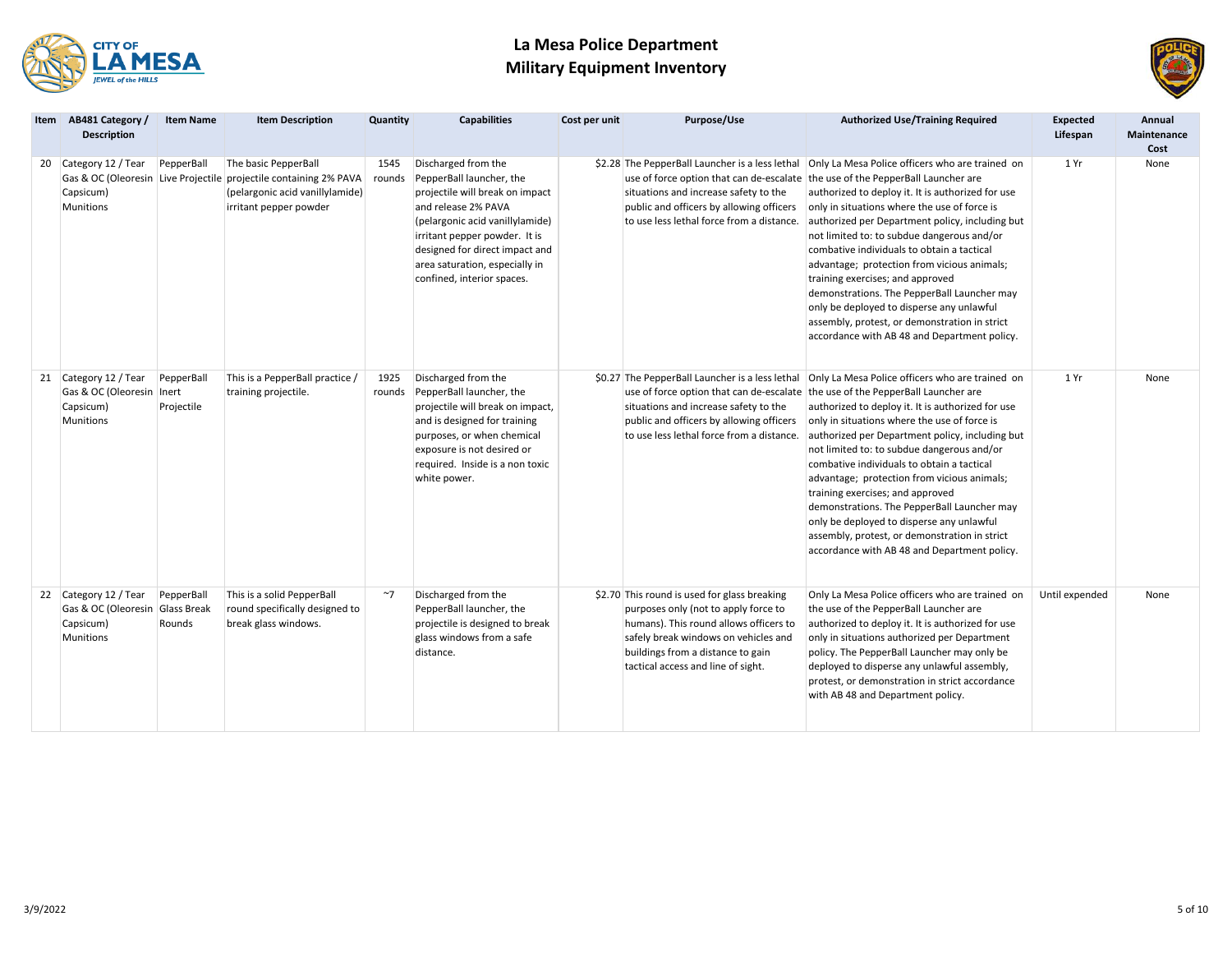# La Mesa Police Department
## Military Equipment Inventory

| Item | AB481 Category / Description | Item Name | Item Description | Quantity | Capabilities | Cost per unit | Purpose/Use | Authorized Use/Training Required | Expected Lifespan | Annual Maintenance Cost |
|---|---|---|---|---|---|---|---|---|---|---|
| 20 | Category 12 / Tear Gas & OC (Oleoresin Capsicum) Munitions | PepperBall Live Projectile | The basic PepperBall projectile containing 2% PAVA (pelargonic acid vanillylamide) irritant pepper powder | 1545 rounds | Discharged from the PepperBall launcher, the projectile will break on impact and release 2% PAVA (pelargonic acid vanillylamide) irritant pepper powder. It is designed for direct impact and area saturation, especially in confined, interior spaces. | $2.28 | The PepperBall Launcher is a less lethal use of force option that can de-escalate situations and increase safety to the public and officers by allowing officers to use less lethal force from a distance. | Only La Mesa Police officers who are trained on the use of the PepperBall Launcher are authorized to deploy it. It is authorized for use only in situations where the use of force is authorized per Department policy, including but not limited to: to subdue dangerous and/or combative individuals to obtain a tactical advantage; protection from vicious animals; training exercises; and approved demonstrations. The PepperBall Launcher may only be deployed to disperse any unlawful assembly, protest, or demonstration in strict accordance with AB 48 and Department policy. | 1 Yr | None |
| 21 | Category 12 / Tear Gas & OC (Oleoresin Capsicum) Munitions | PepperBall Inert Projectile | This is a PepperBall practice / training projectile. | 1925 rounds | Discharged from the PepperBall launcher, the projectile will break on impact, and is designed for training purposes, or when chemical exposure is not desired or required. Inside is a non toxic white power. | $0.27 | The PepperBall Launcher is a less lethal use of force option that can de-escalate situations and increase safety to the public and officers by allowing officers to use less lethal force from a distance. | Only La Mesa Police officers who are trained on the use of the PepperBall Launcher are authorized to deploy it. It is authorized for use only in situations where the use of force is authorized per Department policy, including but not limited to: to subdue dangerous and/or combative individuals to obtain a tactical advantage; protection from vicious animals; training exercises; and approved demonstrations. The PepperBall Launcher may only be deployed to disperse any unlawful assembly, protest, or demonstration in strict accordance with AB 48 and Department policy. | 1 Yr | None |
| 22 | Category 12 / Tear Gas & OC (Oleoresin Capsicum) Munitions | PepperBall Glass Break Rounds | This is a solid PepperBall round specifically designed to break glass windows. | ~7 | Discharged from the PepperBall launcher, the projectile is designed to break glass windows from a safe distance. | $2.70 | This round is used for glass breaking purposes only (not to apply force to humans). This round allows officers to safely break windows on vehicles and buildings from a distance to gain tactical access and line of sight. | Only La Mesa Police officers who are trained on the use of the PepperBall Launcher are authorized to deploy it. It is authorized for use only in situations authorized per Department policy. The PepperBall Launcher may only be deployed to disperse any unlawful assembly, protest, or demonstration in strict accordance with AB 48 and Department policy. | Until expended | None |

3/9/2022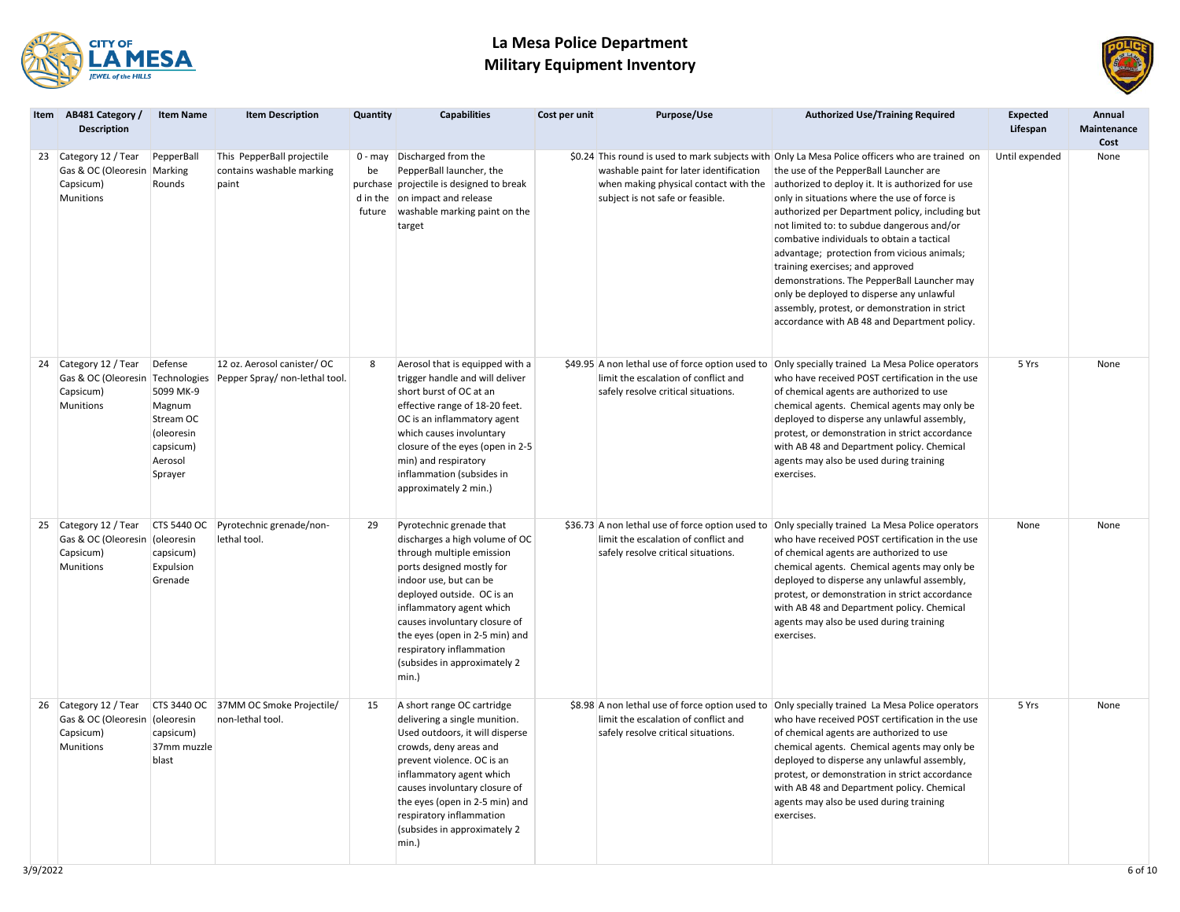# La Mesa Police Department
# Military Equipment Inventory

| Item | AB481 Category / Description | Item Name | Item Description | Quantity | Capabilities | Cost per unit | Purpose/Use | Authorized Use/Training Required | Expected Lifespan | Annual Maintenance Cost |
|---|---|---|---|---|---|---|---|---|---|---|
| 23 | Category 12 / Tear Gas & OC (Oleoresin Capsicum) Munitions | PepperBall Marking Rounds | This PepperBall projectile contains washable marking paint | 0 - may be purchased in the future | Discharged from the PepperBall launcher, the projectile is designed to break on impact and release washable marking paint on the target | $0.24 | This round is used to mark subjects with washable paint for later identification when making physical contact with the subject is not safe or feasible. | Only La Mesa Police officers who are trained on the use of the PepperBall Launcher are authorized to deploy it. It is authorized for use only in situations where the use of force is authorized per Department policy, including but not limited to: to subdue dangerous and/or combative individuals to obtain a tactical advantage; protection from vicious animals; training exercises; and approved demonstrations. The PepperBall Launcher may only be deployed to disperse any unlawful assembly, protest, or demonstration in strict accordance with AB 48 and Department policy. | Until expended | None |
| 24 | Category 12 / Tear Gas & OC (Oleoresin Capsicum) Munitions | Defense Technologies 5099 MK-9 Magnum Stream OC (oleoresin capsicum) Aerosol Sprayer | 12 oz. Aerosol canister/ OC Pepper Spray/ non-lethal tool. | 8 | Aerosol that is equipped with a trigger handle and will deliver short burst of OC at an effective range of 18-20 feet. OC is an inflammatory agent which causes involuntary closure of the eyes (open in 2-5 min) and respiratory inflammation (subsides in approximately 2 min.) | $49.95 | A non lethal use of force option used to limit the escalation of conflict and safely resolve critical situations. | Only specially trained La Mesa Police operators who have received POST certification in the use of chemical agents are authorized to use chemical agents. Chemical agents may only be deployed to disperse any unlawful assembly, protest, or demonstration in strict accordance with AB 48 and Department policy. Chemical agents may also be used during training exercises. | 5 Yrs | None |
| 25 | Category 12 / Tear Gas & OC (Oleoresin Capsicum) Munitions | CTS 5440 OC (oleoresin capsicum) Expulsion Grenade | Pyrotechnic grenade/non-lethal tool. | 29 | Pyrotechnic grenade that discharges a high volume of OC through multiple emission ports designed mostly for indoor use, but can be deployed outside. OC is an inflammatory agent which causes involuntary closure of the eyes (open in 2-5 min) and respiratory inflammation (subsides in approximately 2 min.) | $36.73 | A non lethal use of force option used to limit the escalation of conflict and safely resolve critical situations. | Only specially trained La Mesa Police operators who have received POST certification in the use of chemical agents are authorized to use chemical agents. Chemical agents may only be deployed to disperse any unlawful assembly, protest, or demonstration in strict accordance with AB 48 and Department policy. Chemical agents may also be used during training exercises. | None | None |
| 26 | Category 12 / Tear Gas & OC (Oleoresin Capsicum) Munitions | CTS 3440 OC (oleoresin capsicum) 37mm muzzle blast | 37MM OC Smoke Projectile/ non-lethal tool. | 15 | A short range OC cartridge delivering a single munition. Used outdoors, it will disperse crowds, deny areas and prevent violence. OC is an inflammatory agent which causes involuntary closure of the eyes (open in 2-5 min) and respiratory inflammation (subsides in approximately 2 min.) | $8.98 | A non lethal use of force option used to limit the escalation of conflict and safely resolve critical situations. | Only specially trained La Mesa Police operators who have received POST certification in the use of chemical agents are authorized to use chemical agents. Chemical agents may only be deployed to disperse any unlawful assembly, protest, or demonstration in strict accordance with AB 48 and Department policy. Chemical agents may also be used during training exercises. | 5 Yrs | None |

3/9/2022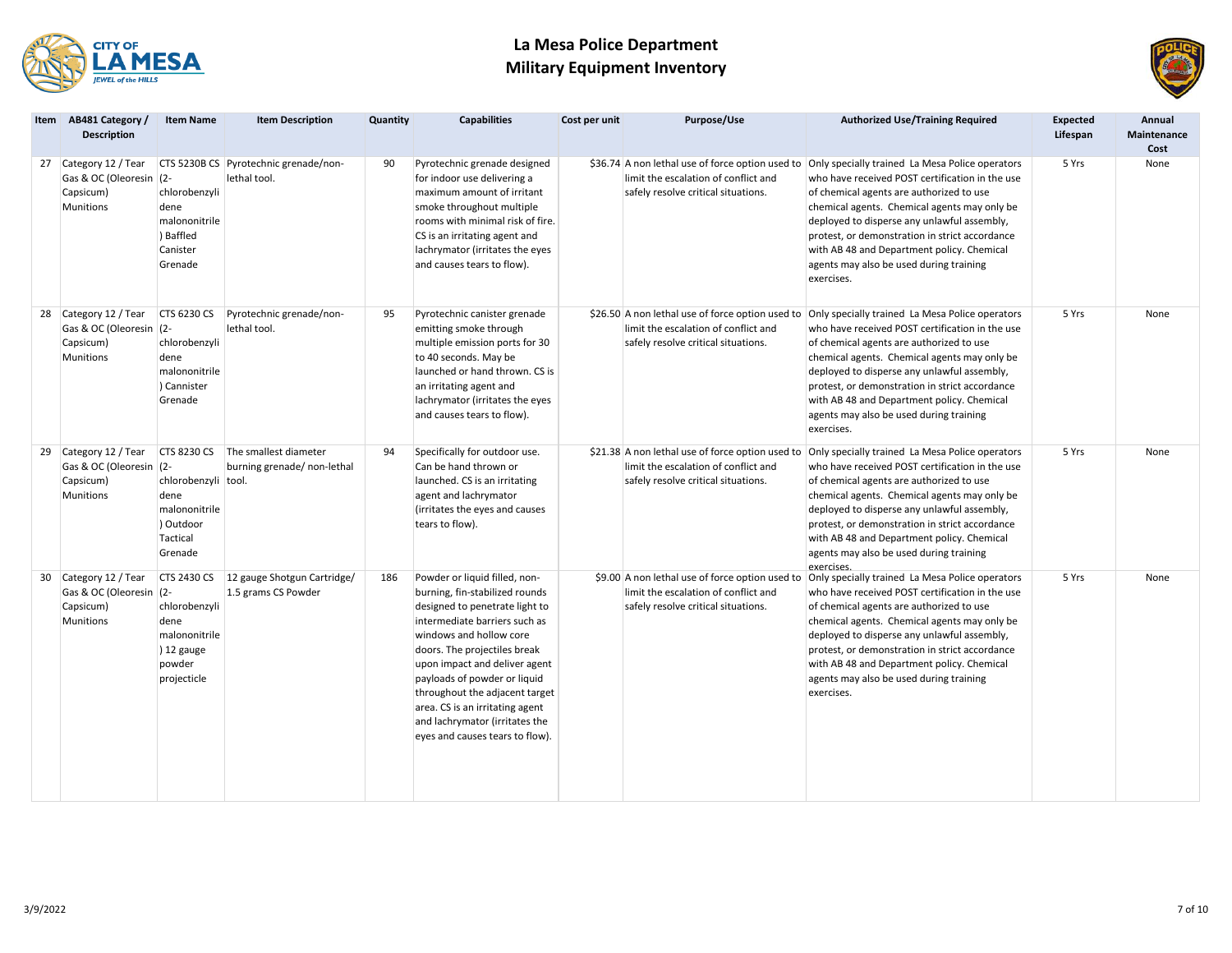# La Mesa Police Department
# Military Equipment Inventory

| Item | AB481 Category / Description | Item Name | Item Description | Quantity | Capabilities | Cost per unit | Purpose/Use | Authorized Use/Training Required | Expected Lifespan | Annual Maintenance Cost |
|---|---|---|---|---|---|---|---|---|---|---|
| 27 | Category 12 / Tear Gas & OC (Oleoresin Capsicum) Munitions | CTS 5230B CS (2-chlorobenzylidene malononitrile) Baffled Canister Grenade | Pyrotechnic grenade/non-lethal tool. | 90 | Pyrotechnic grenade designed for indoor use delivering a maximum amount of irritant smoke throughout multiple rooms with minimal risk of fire. CS is an irritating agent and lachrymator (irritates the eyes and causes tears to flow). | $36.74 | A non lethal use of force option used to limit the escalation of conflict and safely resolve critical situations. | Only specially trained La Mesa Police operators who have received POST certification in the use of chemical agents are authorized to use chemical agents. Chemical agents may only be deployed to disperse any unlawful assembly, protest, or demonstration in strict accordance with AB 48 and Department policy. Chemical agents may also be used during training exercises. | 5 Yrs | None |
| 28 | Category 12 / Tear Gas & OC (Oleoresin Capsicum) Munitions | CTS 6230 CS (2-chlorobenzylidene malononitrile) Canister Grenade | Pyrotechnic grenade/non-lethal tool. | 95 | Pyrotechnic canister grenade emitting smoke through multiple emission ports for 30 to 40 seconds. May be launched or hand thrown. CS is an irritating agent and lachrymator (irritates the eyes and causes tears to flow). | $26.50 | A non lethal use of force option used to limit the escalation of conflict and safely resolve critical situations. | Only specially trained La Mesa Police operators who have received POST certification in the use of chemical agents are authorized to use chemical agents. Chemical agents may only be deployed to disperse any unlawful assembly, protest, or demonstration in strict accordance with AB 48 and Department policy. Chemical agents may also be used during training exercises. | 5 Yrs | None |
| 29 | Category 12 / Tear Gas & OC (Oleoresin Capsicum) Munitions | CTS 8230 CS (2-chlorobenzylidene malononitrile) Outdoor Tactical Grenade | The smallest diameter burning grenade/ non-lethal tool. | 94 | Specifically for outdoor use. Can be hand thrown or launched. CS is an irritating agent and lachrymator (irritates the eyes and causes tears to flow). | $21.38 | A non lethal use of force option used to limit the escalation of conflict and safely resolve critical situations. | Only specially trained La Mesa Police operators who have received POST certification in the use of chemical agents are authorized to use chemical agents. Chemical agents may only be deployed to disperse any unlawful assembly, protest, or demonstration in strict accordance with AB 48 and Department policy. Chemical agents may also be used during training exercises. | 5 Yrs | None |
| 30 | Category 12 / Tear Gas & OC (Oleoresin Capsicum) Munitions | CTS 2430 CS (2-chlorobenzylidene malononitrile) 12 gauge powder projecticle | 12 gauge Shotgun Cartridge/ 1.5 grams CS Powder | 186 | Powder or liquid filled, non-burning, fin-stabilized rounds designed to penetrate light to intermediate barriers such as windows and hollow core doors. The projectiles break upon impact and deliver agent payloads of powder or liquid throughout the adjacent target area. CS is an irritating agent and lachrymator (irritates the eyes and causes tears to flow). | $9.00 | A non lethal use of force option used to limit the escalation of conflict and safely resolve critical situations. | Only specially trained La Mesa Police operators who have received POST certification in the use of chemical agents are authorized to use chemical agents. Chemical agents may only be deployed to disperse any unlawful assembly, protest, or demonstration in strict accordance with AB 48 and Department policy. Chemical agents may also be used during training exercises. | 5 Yrs | None |

3/9/2022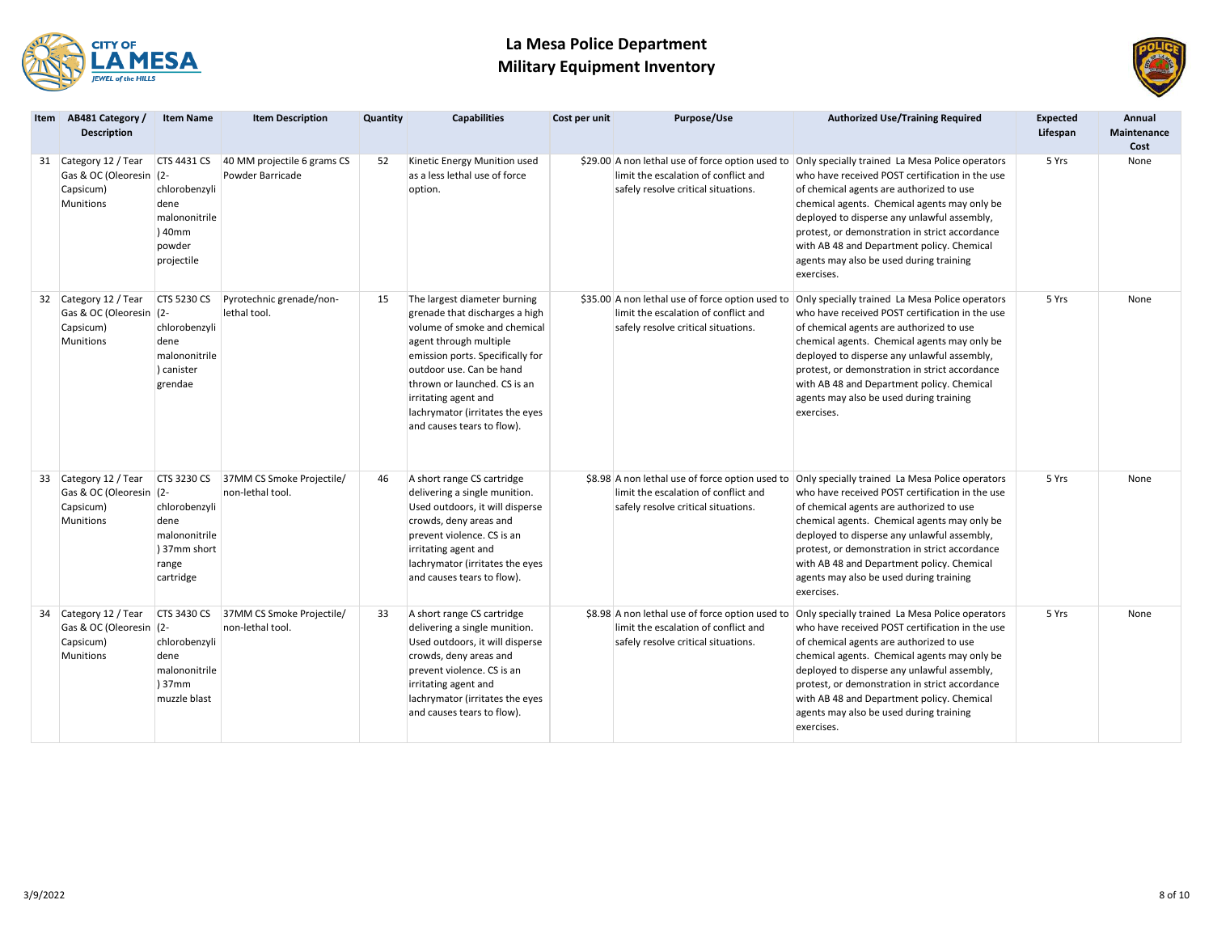# La Mesa Police Department
## Military Equipment Inventory

| Item | AB481 Category / Description | Item Name | Item Description | Quantity | Capabilities | Cost per unit | Purpose/Use | Authorized Use/Training Required | Expected Lifespan | Annual Maintenance Cost |
|---|---|---|---|---|---|---|---|---|---|---|
| 31 | Category 12 / Tear Gas & OC (Oleoresin Capsicum) Munitions | CTS 4431 CS (2-chlorobenzylidene malononitrile) 40mm powder projectile | 40 MM projectile 6 grams CS Powder Barricade | 52 | Kinetic Energy Munition used as a less lethal use of force option. | $29.00 | A non lethal use of force option used to limit the escalation of conflict and safely resolve critical situations. | Only specially trained La Mesa Police operators who have received POST certification in the use of chemical agents are authorized to use chemical agents. Chemical agents may only be deployed to disperse any unlawful assembly, protest, or demonstration in strict accordance with AB 48 and Department policy. Chemical agents may also be used during training exercises. | 5 Yrs | None |
| 32 | Category 12 / Tear Gas & OC (Oleoresin Capsicum) Munitions | CTS 5230 CS (2-chlorobenzylidene malononitrile) canister grendae | Pyrotechnic grenade/non-lethal tool. | 15 | The largest diameter burning grenade that discharges a high volume of smoke and chemical agent through multiple emission ports. Specifically for outdoor use. Can be hand thrown or launched. CS is an irritating agent and lachrymator (irritates the eyes and causes tears to flow). | $35.00 | A non lethal use of force option used to limit the escalation of conflict and safely resolve critical situations. | Only specially trained La Mesa Police operators who have received POST certification in the use of chemical agents are authorized to use chemical agents. Chemical agents may only be deployed to disperse any unlawful assembly, protest, or demonstration in strict accordance with AB 48 and Department policy. Chemical agents may also be used during training exercises. | 5 Yrs | None |
| 33 | Category 12 / Tear Gas & OC (Oleoresin Capsicum) Munitions | CTS 3230 CS (2-chlorobenzylidene malononitrile) 37mm short range cartridge | 37MM CS Smoke Projectile/ non-lethal tool. | 46 | A short range CS cartridge delivering a single munition. Used outdoors, it will disperse crowds, deny areas and prevent violence. CS is an irritating agent and lachrymator (irritates the eyes and causes tears to flow). | $8.98 | A non lethal use of force option used to limit the escalation of conflict and safely resolve critical situations. | Only specially trained La Mesa Police operators who have received POST certification in the use of chemical agents are authorized to use chemical agents. Chemical agents may only be deployed to disperse any unlawful assembly, protest, or demonstration in strict accordance with AB 48 and Department policy. Chemical agents may also be used during training exercises. | 5 Yrs | None |
| 34 | Category 12 / Tear Gas & OC (Oleoresin Capsicum) Munitions | CTS 3430 CS (2-chlorobenzylidene malononitrile) 37mm muzzle blast | 37MM CS Smoke Projectile/ non-lethal tool. | 33 | A short range CS cartridge delivering a single munition. Used outdoors, it will disperse crowds, deny areas and prevent violence. CS is an irritating agent and lachrymator (irritates the eyes and causes tears to flow). | $8.98 | A non lethal use of force option used to limit the escalation of conflict and safely resolve critical situations. | Only specially trained La Mesa Police operators who have received POST certification in the use of chemical agents are authorized to use chemical agents. Chemical agents may only be deployed to disperse any unlawful assembly, protest, or demonstration in strict accordance with AB 48 and Department policy. Chemical agents may also be used during training exercises. | 5 Yrs | None |

3/9/2022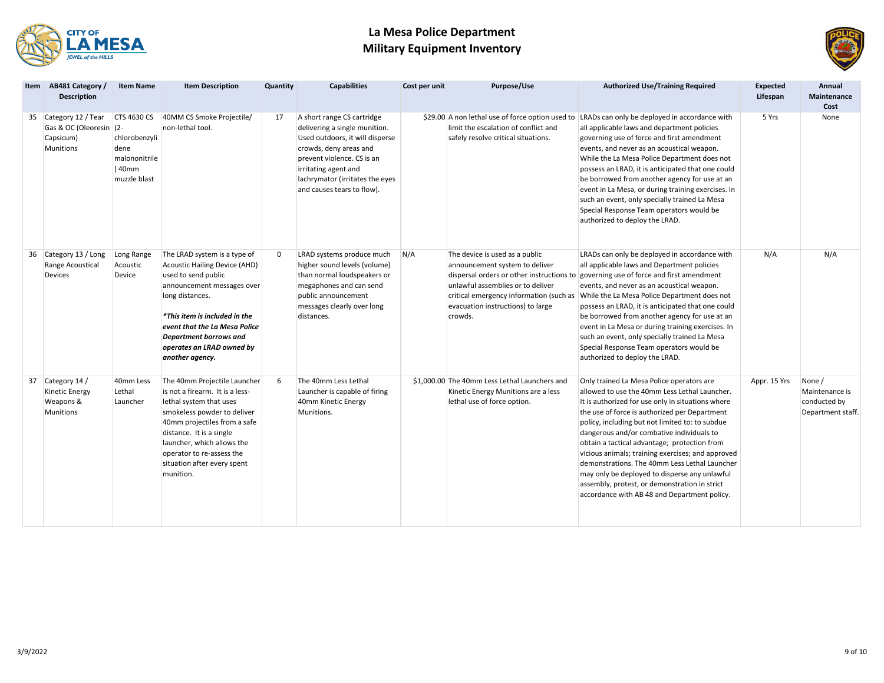# La Mesa Police Department
## Military Equipment Inventory

| Item | AB481 Category / Description | Item Name | Item Description | Quantity | Capabilities | Cost per unit | Purpose/Use | Authorized Use/Training Required | Expected Lifespan | Annual Maintenance Cost |
|---|---|---|---|---|---|---|---|---|---|---|
| 35 | Category 12 / Tear Gas & OC (Oleoresin Capsicum) Munitions | CTS 4630 CS (2-chlorobenzylidene malononitrile) 40mm muzzle blast | 40MM CS Smoke Projectile/ non-lethal tool. | 17 | A short range CS cartridge delivering a single munition. Used outdoors, it will disperse crowds, deny areas and prevent violence. CS is an irritating agent and lachrymator (irritates the eyes and causes tears to flow). | $29.00 | A non lethal use of force option used to limit the escalation of conflict and safely resolve critical situations. | LRADs can only be deployed in accordance with all applicable laws and department policies governing use of force and first amendment events, and never as an acoustical weapon. While the La Mesa Police Department does not possess an LRAD, it is anticipated that one could be borrowed from another agency for use at an event in La Mesa, or during training exercises. In such an event, only specially trained La Mesa Special Response Team operators would be authorized to deploy the LRAD. | 5 Yrs | None |
| 36 | Category 13 / Long Range Acoustical Devices | Long Range Acoustic Device | The LRAD system is a type of Acoustic Hailing Device (AHD) used to send public announcement messages over long distances. ***This item is included in the event that the La Mesa Police Department borrows and operates an LRAD owned by another agency.** | 0 | LRAD systems produce much higher sound levels (volume) than normal loudspeakers or megaphones and can send public announcement messages clearly over long distances. | N/A | The device is used as a public announcement system to deliver dispersal orders or other instructions to unlawful assemblies or to deliver critical emergency information (such as evacuation instructions) to large crowds. | LRADs can only be deployed in accordance with all applicable laws and Department policies governing use of force and first amendment events, and never as an acoustical weapon. While the La Mesa Police Department does not possess an LRAD, it is anticipated that one could be borrowed from another agency for use at an event in La Mesa or during training exercises. In such an event, only specially trained La Mesa Special Response Team operators would be authorized to deploy the LRAD. | N/A | N/A |
| 37 | Category 14 / Kinetic Energy Weapons & Munitions | 40mm Less Lethal Launcher | The 40mm Projectile Launcher is not a firearm. It is a less-lethal system that uses smokeless powder to deliver 40mm projectiles from a safe distance. It is a single launcher, which allows the operator to re-assess the situation after every spent munition. | 6 | The 40mm Less Lethal Launcher is capable of firing 40mm Kinetic Energy Munitions. | $1,000.00 | The 40mm Less Lethal Launchers and Kinetic Energy Munitions are a less lethal use of force option. | Only trained La Mesa Police operators are allowed to use the 40mm Less Lethal Launcher. It is authorized for use only in situations where the use of force is authorized per Department policy, including but not limited to: to subdue dangerous and/or combative individuals to obtain a tactical advantage; protection from vicious animals; training exercises; and approved demonstrations. The 40mm Less Lethal Launcher may only be deployed to disperse any unlawful assembly, protest, or demonstration in strict accordance with AB 48 and Department policy. | Appr. 15 Yrs | None / Maintenance is conducted by Department staff. |

3/9/2022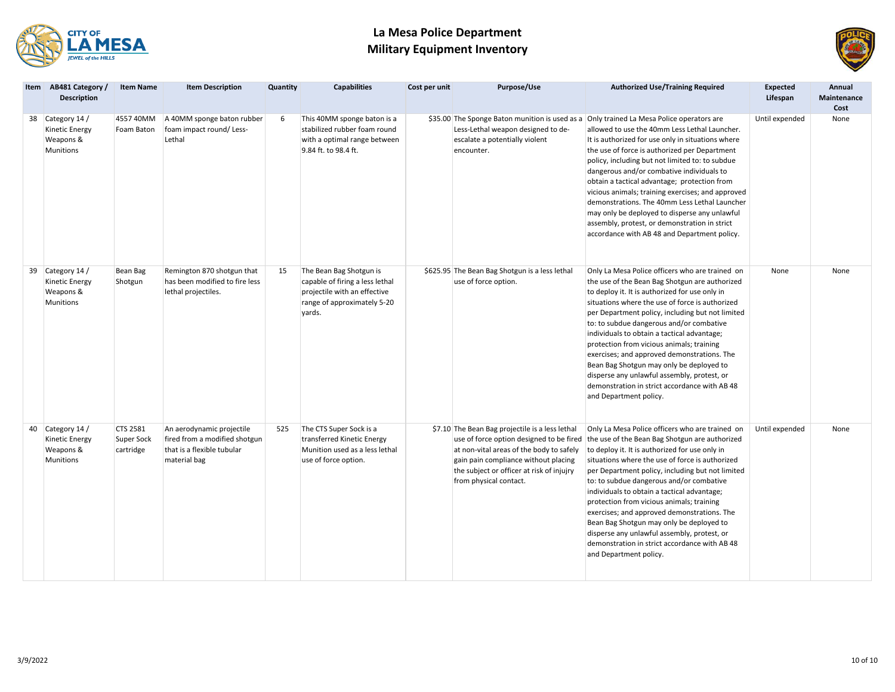# La Mesa Police Department
## Military Equipment Inventory

| Item | AB481 Category / Description | Item Name | Item Description | Quantity | Capabilities | Cost per unit | Purpose/Use | Authorized Use/Training Required | Expected Lifespan | Annual Maintenance Cost |
|---|---|---|---|---|---|---|---|---|---|---|
| 38 | Category 14 / Kinetic Energy Weapons & Munitions | 4557 40MM Foam Baton | A 40MM sponge baton rubber foam impact round/ Less-Lethal | 6 | This 40MM sponge baton is a stabilized rubber foam round with a optimal range between 9.84 ft. to 98.4 ft. | $35.00 | The Sponge Baton munition is used as a Less-Lethal weapon designed to de-escalate a potentially violent encounter. | Only trained La Mesa Police operators are allowed to use the 40mm Less Lethal Launcher. It is authorized for use only in situations where the use of force is authorized per Department policy, including but not limited to: to subdue dangerous and/or combative individuals to obtain a tactical advantage; protection from vicious animals; training exercises; and approved demonstrations. The 40mm Less Lethal Launcher may only be deployed to disperse any unlawful assembly, protest, or demonstration in strict accordance with AB 48 and Department policy. | Until expended | None |
| 39 | Category 14 / Kinetic Energy Weapons & Munitions | Bean Bag Shotgun | Remington 870 shotgun that has been modified to fire less lethal projectiles. | 15 | The Bean Bag Shotgun is capable of firing a less lethal projectile with an effective range of approximately 5-20 yards. | $625.95 | The Bean Bag Shotgun is a less lethal use of force option. | Only La Mesa Police officers who are trained on the use of the Bean Bag Shotgun are authorized to deploy it. It is authorized for use only in situations where the use of force is authorized per Department policy, including but not limited to: to subdue dangerous and/or combative individuals to obtain a tactical advantage; protection from vicious animals; training exercises; and approved demonstrations. The Bean Bag Shotgun may only be deployed to disperse any unlawful assembly, protest, or demonstration in strict accordance with AB 48 and Department policy. | None | None |
| 40 | Category 14 / Kinetic Energy Weapons & Munitions | CTS 2581 Super Sock cartridge | An aerodynamic projectile fired from a modified shotgun that is a flexible tubular material bag | 525 | The CTS Super Sock is a transferred Kinetic Energy Munition used as a less lethal use of force option. | $7.10 | The Bean Bag projectile is a less lethal use of force option designed to be fired at non-vital areas of the body to safely gain pain compliance without placing the subject or officer at risk of injujry from physical contact. | Only La Mesa Police officers who are trained on the use of the Bean Bag Shotgun are authorized to deploy it. It is authorized for use only in situations where the use of force is authorized per Department policy, including but not limited to: to subdue dangerous and/or combative individuals to obtain a tactical advantage; protection from vicious animals; training exercises; and approved demonstrations. The Bean Bag Shotgun may only be deployed to disperse any unlawful assembly, protest, or demonstration in strict accordance with AB 48 and Department policy. | Until expended | None |

3/9/2022